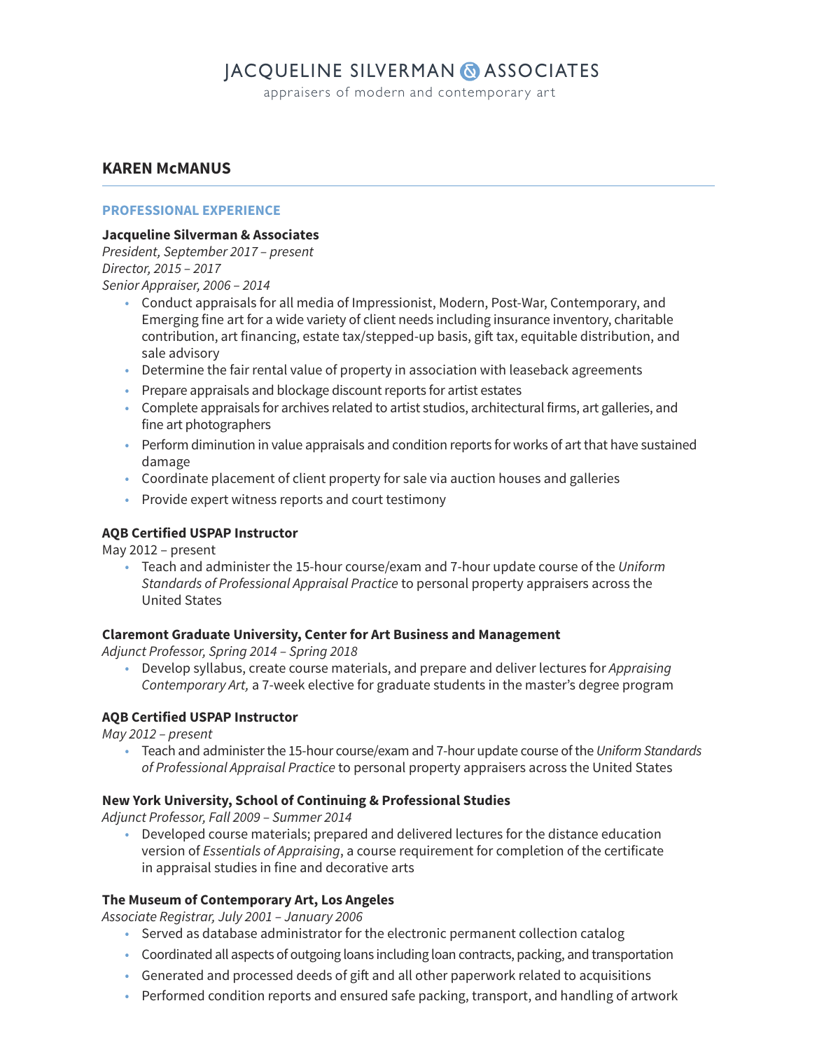# JACQUELINE SILVERMAN & ASSOCIATES

appraisers of modern and contemporary art

## KAREN McMANUS

### PROFESSIONAL EXPERIENCE

**Jacqueline Silverman & Associates**
*President, September 2017 – present*
*Director, 2015 – 2017*
*Senior Appraiser, 2006 – 2014*

- Conduct appraisals for all media of Impressionist, Modern, Post-War, Contemporary, and Emerging fine art for a wide variety of client needs including insurance inventory, charitable contribution, art financing, estate tax/stepped-up basis, gift tax, equitable distribution, and sale advisory
- Determine the fair rental value of property in association with leaseback agreements
- Prepare appraisals and blockage discount reports for artist estates
- Complete appraisals for archives related to artist studios, architectural firms, art galleries, and fine art photographers
- Perform diminution in value appraisals and condition reports for works of art that have sustained damage
- Coordinate placement of client property for sale via auction houses and galleries
- Provide expert witness reports and court testimony

**AQB Certified USPAP Instructor**
May 2012 – present

- Teach and administer the 15-hour course/exam and 7-hour update course of the *Uniform Standards of Professional Appraisal Practice* to personal property appraisers across the United States

**Claremont Graduate University, Center for Art Business and Management**
*Adjunct Professor, Spring 2014 – Spring 2018*

- Develop syllabus, create course materials, and prepare and deliver lectures for *Appraising Contemporary Art,* a 7-week elective for graduate students in the master's degree program

**AQB Certified USPAP Instructor**
*May 2012 – present*

- Teach and administer the 15-hour course/exam and 7-hour update course of the *Uniform Standards of Professional Appraisal Practice* to personal property appraisers across the United States

**New York University, School of Continuing & Professional Studies**
*Adjunct Professor, Fall 2009 – Summer 2014*

- Developed course materials; prepared and delivered lectures for the distance education version of *Essentials of Appraising*, a course requirement for completion of the certificate in appraisal studies in fine and decorative arts

**The Museum of Contemporary Art, Los Angeles**
*Associate Registrar, July 2001 – January 2006*

- Served as database administrator for the electronic permanent collection catalog
- Coordinated all aspects of outgoing loans including loan contracts, packing, and transportation
- Generated and processed deeds of gift and all other paperwork related to acquisitions
- Performed condition reports and ensured safe packing, transport, and handling of artwork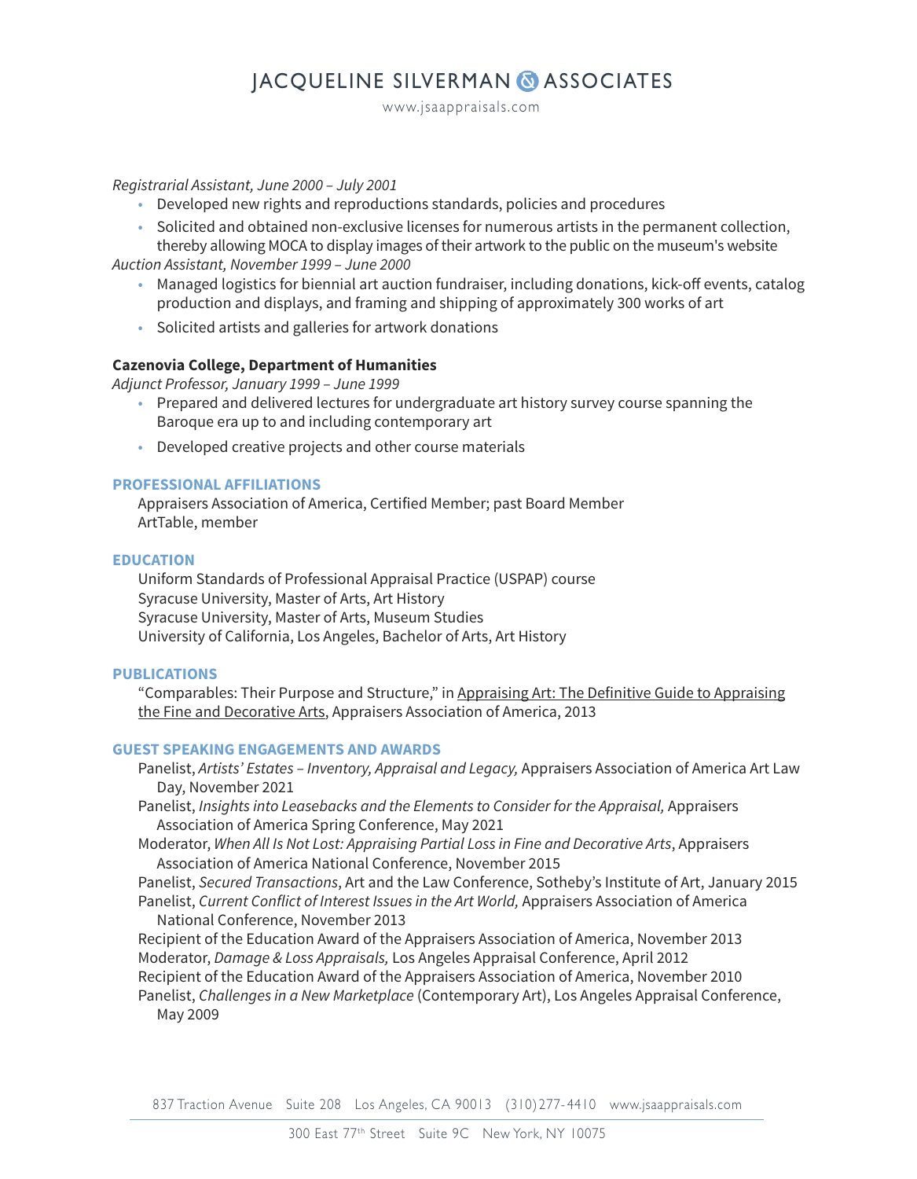*Registrarial Assistant, June 2000 – July 2001*

- Developed new rights and reproductions standards, policies and procedures
- Solicited and obtained non-exclusive licenses for numerous artists in the permanent collection, thereby allowing MOCA to display images of their artwork to the public on the museum's website

*Auction Assistant, November 1999 – June 2000*

- Managed logistics for biennial art auction fundraiser, including donations, kick-off events, catalog production and displays, and framing and shipping of approximately 300 works of art
- Solicited artists and galleries for artwork donations

**Cazenovia College, Department of Humanities**

*Adjunct Professor, January 1999 – June 1999*

- Prepared and delivered lectures for undergraduate art history survey course spanning the Baroque era up to and including contemporary art
- Developed creative projects and other course materials

## PROFESSIONAL AFFILIATIONS

Appraisers Association of America, Certified Member; past Board Member
ArtTable, member

## EDUCATION

Uniform Standards of Professional Appraisal Practice (USPAP) course
Syracuse University, Master of Arts, Art History
Syracuse University, Master of Arts, Museum Studies
University of California, Los Angeles, Bachelor of Arts, Art History

## PUBLICATIONS

"Comparables: Their Purpose and Structure," in <u>Appraising Art: The Definitive Guide to Appraising the Fine and Decorative Arts</u>, Appraisers Association of America, 2013

## GUEST SPEAKING ENGAGEMENTS AND AWARDS

Panelist, *Artists' Estates – Inventory, Appraisal and Legacy,* Appraisers Association of America Art Law Day, November 2021
Panelist, *Insights into Leasebacks and the Elements to Consider for the Appraisal,* Appraisers Association of America Spring Conference, May 2021
Moderator, *When All Is Not Lost: Appraising Partial Loss in Fine and Decorative Arts*, Appraisers Association of America National Conference, November 2015
Panelist, *Secured Transactions*, Art and the Law Conference, Sotheby's Institute of Art, January 2015
Panelist, *Current Conflict of Interest Issues in the Art World,* Appraisers Association of America National Conference, November 2013
Recipient of the Education Award of the Appraisers Association of America, November 2013
Moderator, *Damage & Loss Appraisals,* Los Angeles Appraisal Conference, April 2012
Recipient of the Education Award of the Appraisers Association of America, November 2010
Panelist, *Challenges in a New Marketplace* (Contemporary Art), Los Angeles Appraisal Conference, May 2009